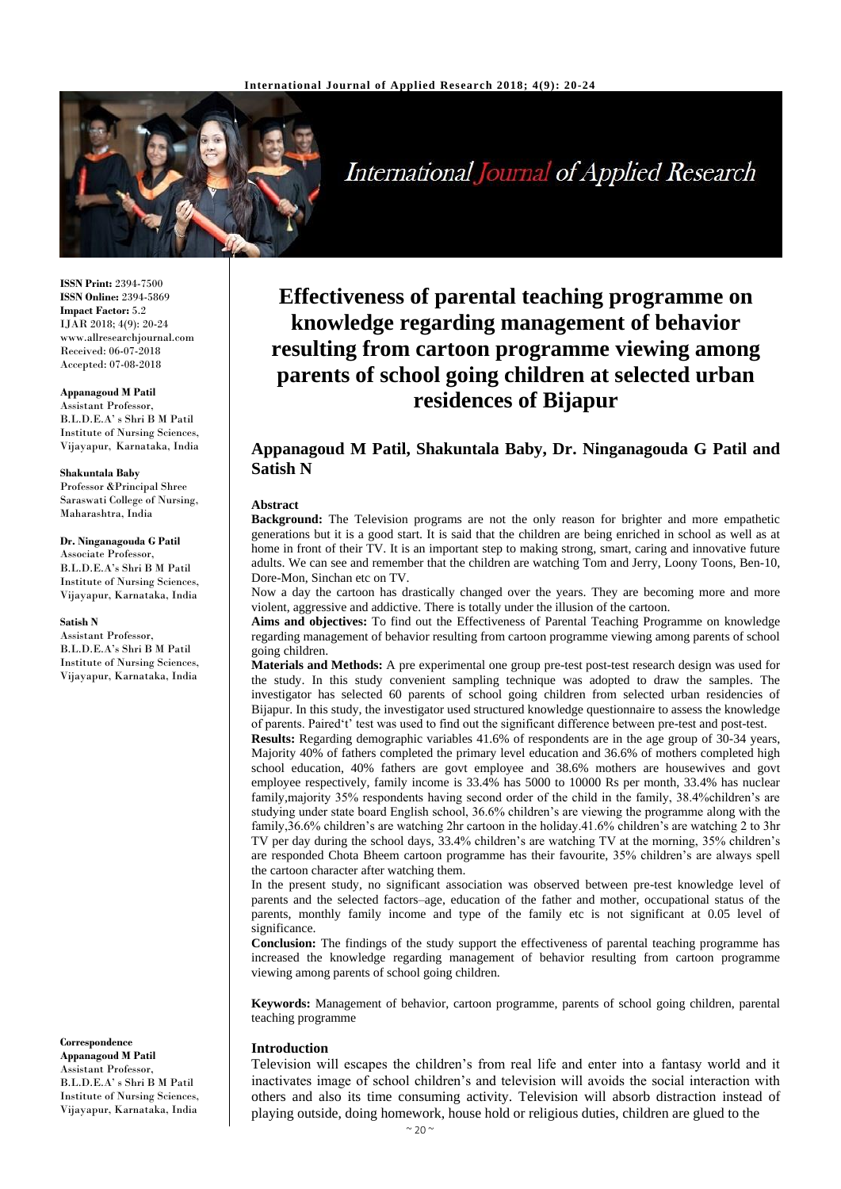ISSN Print: 2394-7500
ISSN Online: 2394-5869
Impact Factor: 5.2
IJAR 2018; 4(9): 20-24
www.allresearchjournal.com
Received: 06-07-2018
Accepted: 07-08-2018

**Appanagoud M Patil**
Assistant Professor, B.L.D.E.A' s Shri B M Patil Institute of Nursing Sciences, Vijayapur, Karnataka, India

**Shakuntala Baby**
Professor &Principal Shree Saraswati College of Nursing, Maharashtra, India

**Dr. Ninganagouda G Patil**
Associate Professor, B.L.D.E.A's Shri B M Patil Institute of Nursing Sciences, Vijayapur, Karnataka, India

**Satish N**
Assistant Professor, B.L.D.E.A's Shri B M Patil Institute of Nursing Sciences, Vijayapur, Karnataka, India

**Correspondence**
**Appanagoud M Patil**
Assistant Professor, B.L.D.E.A' s Shri B M Patil Institute of Nursing Sciences, Vijayapur, Karnataka, India

# Effectiveness of parental teaching programme on knowledge regarding management of behavior resulting from cartoon programme viewing among parents of school going children at selected urban residences of Bijapur

## Appanagoud M Patil, Shakuntala Baby, Dr. Ninganagouda G Patil and Satish N

### Abstract

**Background:** The Television programs are not the only reason for brighter and more empathetic generations but it is a good start. It is said that the children are being enriched in school as well as at home in front of their TV. It is an important step to making strong, smart, caring and innovative future adults. We can see and remember that the children are watching Tom and Jerry, Loony Toons, Ben-10, Dore-Mon, Sinchan etc on TV.

Now a day the cartoon has drastically changed over the years. They are becoming more and more violent, aggressive and addictive. There is totally under the illusion of the cartoon.

**Aims and objectives:** To find out the Effectiveness of Parental Teaching Programme on knowledge regarding management of behavior resulting from cartoon programme viewing among parents of school going children.

**Materials and Methods:** A pre experimental one group pre-test post-test research design was used for the study. In this study convenient sampling technique was adopted to draw the samples. The investigator has selected 60 parents of school going children from selected urban residencies of Bijapur. In this study, the investigator used structured knowledge questionnaire to assess the knowledge of parents. Paired't' test was used to find out the significant difference between pre-test and post-test.

**Results:** Regarding demographic variables 41.6% of respondents are in the age group of 30-34 years, Majority 40% of fathers completed the primary level education and 36.6% of mothers completed high school education, 40% fathers are govt employee and 38.6% mothers are housewives and govt employee respectively, family income is 33.4% has 5000 to 10000 Rs per month, 33.4% has nuclear family,majority 35% respondents having second order of the child in the family, 38.4%children's are studying under state board English school, 36.6% children's are viewing the programme along with the family,36.6% children's are watching 2hr cartoon in the holiday.41.6% children's are watching 2 to 3hr TV per day during the school days, 33.4% children's are watching TV at the morning, 35% children's are responded Chota Bheem cartoon programme has their favourite, 35% children's are always spell the cartoon character after watching them.

In the present study, no significant association was observed between pre-test knowledge level of parents and the selected factors–age, education of the father and mother, occupational status of the parents, monthly family income and type of the family etc is not significant at 0.05 level of significance.

**Conclusion:** The findings of the study support the effectiveness of parental teaching programme has increased the knowledge regarding management of behavior resulting from cartoon programme viewing among parents of school going children.

**Keywords:** Management of behavior, cartoon programme, parents of school going children, parental teaching programme

### Introduction

Television will escapes the children's from real life and enter into a fantasy world and it inactivates image of school children's and television will avoids the social interaction with others and also its time consuming activity. Television will absorb distraction instead of playing outside, doing homework, house hold or religious duties, children are glued to the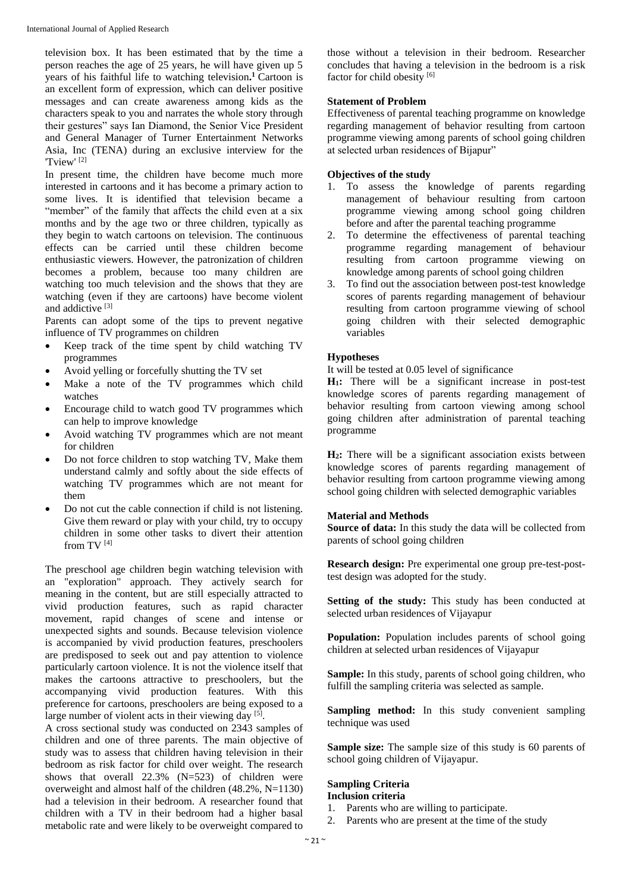television box. It has been estimated that by the time a person reaches the age of 25 years, he will have given up 5 years of his faithful life to watching television.[1] Cartoon is an excellent form of expression, which can deliver positive messages and can create awareness among kids as the characters speak to you and narrates the whole story through their gestures" says Ian Diamond, the Senior Vice President and General Manager of Turner Entertainment Networks Asia, Inc (TENA) during an exclusive interview for the 'Tview' [2]

In present time, the children have become much more interested in cartoons and it has become a primary action to some lives. It is identified that television became a "member" of the family that affects the child even at a six months and by the age two or three children, typically as they begin to watch cartoons on television. The continuous effects can be carried until these children become enthusiastic viewers. However, the patronization of children becomes a problem, because too many children are watching too much television and the shows that they are watching (even if they are cartoons) have become violent and addictive [3]

Parents can adopt some of the tips to prevent negative influence of TV programmes on children

- Keep track of the time spent by child watching TV programmes
- Avoid yelling or forcefully shutting the TV set
- Make a note of the TV programmes which child watches
- Encourage child to watch good TV programmes which can help to improve knowledge
- Avoid watching TV programmes which are not meant for children
- Do not force children to stop watching TV, Make them understand calmly and softly about the side effects of watching TV programmes which are not meant for them
- Do not cut the cable connection if child is not listening. Give them reward or play with your child, try to occupy children in some other tasks to divert their attention from TV [4]

The preschool age children begin watching television with an "exploration" approach. They actively search for meaning in the content, but are still especially attracted to vivid production features, such as rapid character movement, rapid changes of scene and intense or unexpected sights and sounds. Because television violence is accompanied by vivid production features, preschoolers are predisposed to seek out and pay attention to violence particularly cartoon violence. It is not the violence itself that makes the cartoons attractive to preschoolers, but the accompanying vivid production features. With this preference for cartoons, preschoolers are being exposed to a large number of violent acts in their viewing day [5].

A cross sectional study was conducted on 2343 samples of children and one of three parents. The main objective of study was to assess that children having television in their bedroom as risk factor for child over weight. The research shows that overall 22.3% (N=523) of children were overweight and almost half of the children (48.2%, N=1130) had a television in their bedroom. A researcher found that children with a TV in their bedroom had a higher basal metabolic rate and were likely to be overweight compared to those without a television in their bedroom. Researcher concludes that having a television in the bedroom is a risk factor for child obesity [6]

## Statement of Problem

Effectiveness of parental teaching programme on knowledge regarding management of behavior resulting from cartoon programme viewing among parents of school going children at selected urban residences of Bijapur"

## Objectives of the study

1. To assess the knowledge of parents regarding management of behaviour resulting from cartoon programme viewing among school going children before and after the parental teaching programme
2. To determine the effectiveness of parental teaching programme regarding management of behaviour resulting from cartoon programme viewing on knowledge among parents of school going children
3. To find out the association between post-test knowledge scores of parents regarding management of behaviour resulting from cartoon programme viewing of school going children with their selected demographic variables

## Hypotheses

It will be tested at 0.05 level of significance

**$H_1$:** There will be a significant increase in post-test knowledge scores of parents regarding management of behavior resulting from cartoon viewing among school going children after administration of parental teaching programme

**$H_2$:** There will be a significant association exists between knowledge scores of parents regarding management of behavior resulting from cartoon programme viewing among school going children with selected demographic variables

## Material and Methods

**Source of data:** In this study the data will be collected from parents of school going children

**Research design:** Pre experimental one group pre-test-post-test design was adopted for the study.

**Setting of the study:** This study has been conducted at selected urban residences of Vijayapur

**Population:** Population includes parents of school going children at selected urban residences of Vijayapur

**Sample:** In this study, parents of school going children, who fulfill the sampling criteria was selected as sample.

**Sampling method:** In this study convenient sampling technique was used

**Sample size:** The sample size of this study is 60 parents of school going children of Vijayapur.

## Sampling Criteria

### Inclusion criteria

1. Parents who are willing to participate.
2. Parents who are present at the time of the study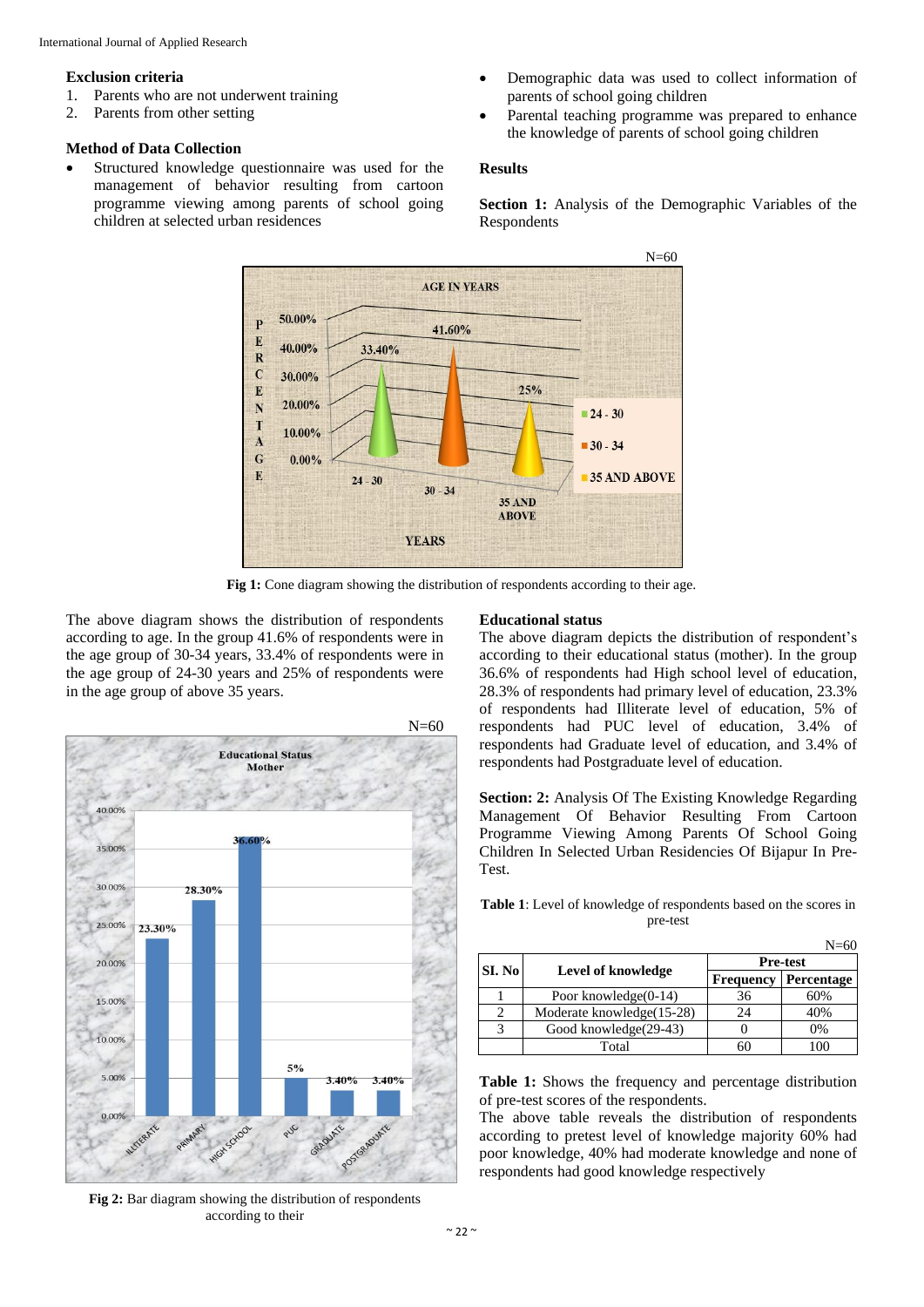### Exclusion criteria

1. Parents who are not underwent training
2. Parents from other setting

### Method of Data Collection

- Structured knowledge questionnaire was used for the management of behavior resulting from cartoon programme viewing among parents of school going children at selected urban residences
- Demographic data was used to collect information of parents of school going children
- Parental teaching programme was prepared to enhance the knowledge of parents of school going children

## Results

**Section 1:** Analysis of the Demographic Variables of the Respondents

N=60

**Fig 1:** Cone diagram showing the distribution of respondents according to their age.

The above diagram shows the distribution of respondents according to age. In the group 41.6% of respondents were in the age group of 30-34 years, 33.4% of respondents were in the age group of 24-30 years and 25% of respondents were in the age group of above 35 years.

N=60

**Fig 2:** Bar diagram showing the distribution of respondents according to their

### Educational status

The above diagram depicts the distribution of respondent's according to their educational status (mother). In the group 36.6% of respondents had High school level of education, 28.3% of respondents had primary level of education, 23.3% of respondents had Illiterate level of education, 5% of respondents had PUC level of education, 3.4% of respondents had Graduate level of education, and 3.4% of respondents had Postgraduate level of education.

**Section: 2:** Analysis Of The Existing Knowledge Regarding Management Of Behavior Resulting From Cartoon Programme Viewing Among Parents Of School Going Children In Selected Urban Residencies Of Bijapur In Pre-Test.

**Table 1**: Level of knowledge of respondents based on the scores in pre-test

N=60

| SI. No | Level of knowledge | Pre-test | |
|---|---|---|---|
| | | Frequency | Percentage |
| 1 | Poor knowledge(0-14) | 36 | 60% |
| 2 | Moderate knowledge(15-28) | 24 | 40% |
| 3 | Good knowledge(29-43) | 0 | 0% |
| | Total | 60 | 100 |

**Table 1:** Shows the frequency and percentage distribution of pre-test scores of the respondents.

The above table reveals the distribution of respondents according to pretest level of knowledge majority 60% had poor knowledge, 40% had moderate knowledge and none of respondents had good knowledge respectively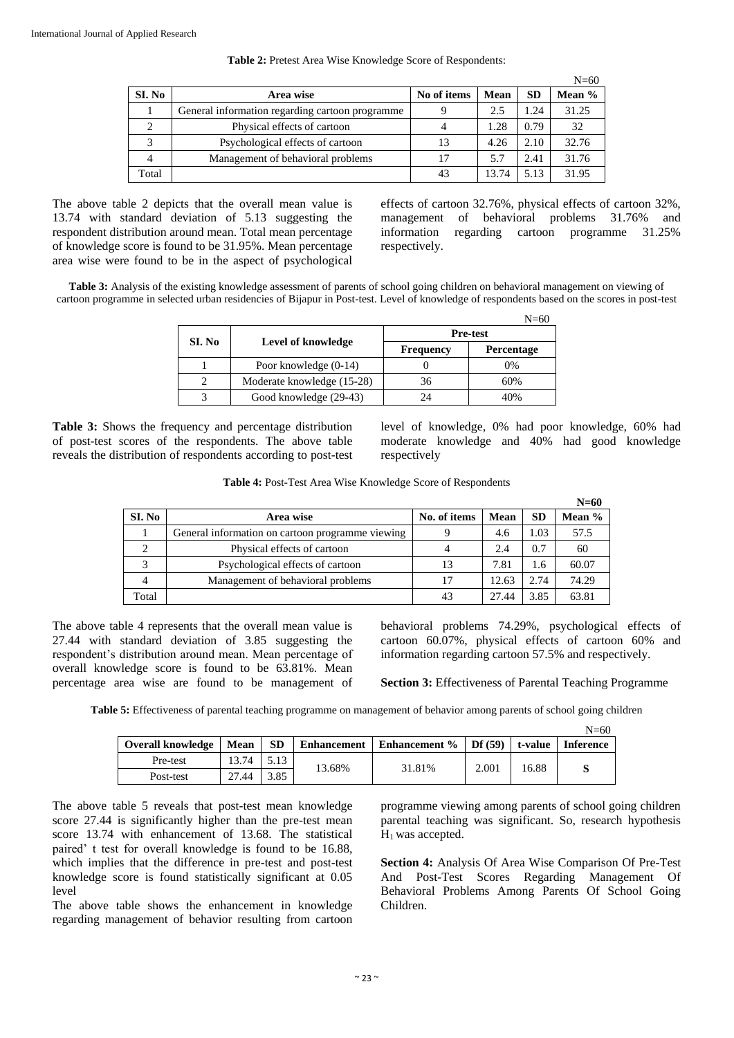**Table 2:** Pretest Area Wise Knowledge Score of Respondents:

N=60

| SI. No | Area wise | No of items | Mean | SD | Mean % |
|---|---|---|---|---|---|
| 1 | General information regarding cartoon programme | 9 | 2.5 | 1.24 | 31.25 |
| 2 | Physical effects of cartoon | 4 | 1.28 | 0.79 | 32 |
| 3 | Psychological effects of cartoon | 13 | 4.26 | 2.10 | 32.76 |
| 4 | Management of behavioral problems | 17 | 5.7 | 2.41 | 31.76 |
| Total | | 43 | 13.74 | 5.13 | 31.95 |

The above table 2 depicts that the overall mean value is 13.74 with standard deviation of 5.13 suggesting the respondent distribution around mean. Total mean percentage of knowledge score is found to be 31.95%. Mean percentage area wise were found to be in the aspect of psychological effects of cartoon 32.76%, physical effects of cartoon 32%, management of behavioral problems 31.76% and information regarding cartoon programme 31.25% respectively.

**Table 3:** Analysis of the existing knowledge assessment of parents of school going children on behavioral management on viewing of cartoon programme in selected urban residencies of Bijapur in Post-test. Level of knowledge of respondents based on the scores in post-test

N=60

| SI. No | Level of knowledge | Pre-test | |
|---|---|---|---|
| | | Frequency | Percentage |
| 1 | Poor knowledge (0-14) | 0 | 0% |
| 2 | Moderate knowledge (15-28) | 36 | 60% |
| 3 | Good knowledge (29-43) | 24 | 40% |

**Table 3:** Shows the frequency and percentage distribution of post-test scores of the respondents. The above table reveals the distribution of respondents according to post-test level of knowledge, 0% had poor knowledge, 60% had moderate knowledge and 40% had good knowledge respectively

**Table 4:** Post-Test Area Wise Knowledge Score of Respondents

**N=60**

| SI. No | Area wise | No. of items | Mean | SD | Mean % |
|---|---|---|---|---|---|
| 1 | General information on cartoon programme viewing | 9 | 4.6 | 1.03 | 57.5 |
| 2 | Physical effects of cartoon | 4 | 2.4 | 0.7 | 60 |
| 3 | Psychological effects of cartoon | 13 | 7.81 | 1.6 | 60.07 |
| 4 | Management of behavioral problems | 17 | 12.63 | 2.74 | 74.29 |
| Total | | 43 | 27.44 | 3.85 | 63.81 |

The above table 4 represents that the overall mean value is 27.44 with standard deviation of 3.85 suggesting the respondent's distribution around mean. Mean percentage of overall knowledge score is found to be 63.81%. Mean percentage area wise are found to be management of behavioral problems 74.29%, psychological effects of cartoon 60.07%, physical effects of cartoon 60% and information regarding cartoon 57.5% and respectively.

**Section 3:** Effectiveness of Parental Teaching Programme

**Table 5:** Effectiveness of parental teaching programme on management of behavior among parents of school going children

N=60

| Overall knowledge | Mean | SD | Enhancement | Enhancement % | Df (59) | t-value | Inference |
|---|---|---|---|---|---|---|---|
| Pre-test | 13.74 | 5.13 | 13.68% | 31.81% | 2.001 | 16.88 | S |
| Post-test | 27.44 | 3.85 | | | | | |

The above table 5 reveals that post-test mean knowledge score 27.44 is significantly higher than the pre-test mean score 13.74 with enhancement of 13.68. The statistical paired' t test for overall knowledge is found to be 16.88, which implies that the difference in pre-test and post-test knowledge score is found statistically significant at 0.05 level

The above table shows the enhancement in knowledge regarding management of behavior resulting from cartoon programme viewing among parents of school going children parental teaching was significant. So, research hypothesis $H_1$ was accepted.

**Section 4:** Analysis Of Area Wise Comparison Of Pre-Test And Post-Test Scores Regarding Management Of Behavioral Problems Among Parents Of School Going Children.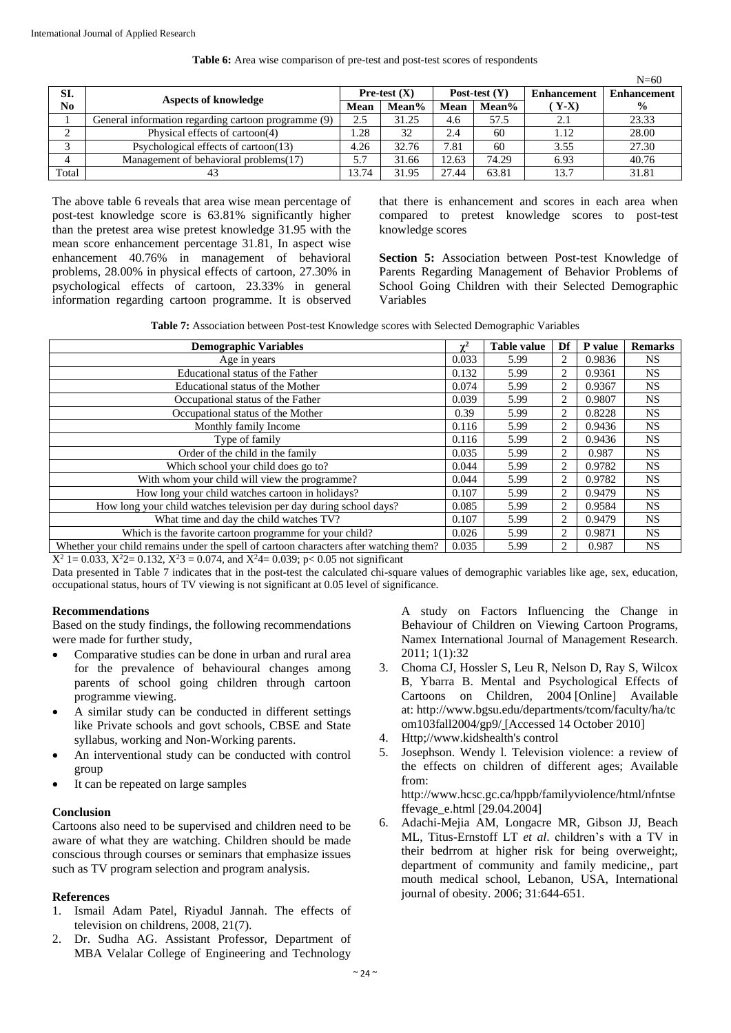**Table 6:** Area wise comparison of pre-test and post-test scores of respondents

N=60

| Sl. No | Aspects of knowledge | Pre-test (X) | | Post-test (Y) | | Enhancement ( Y-X) | Enhancement % |
|---|---|---|---|---|---|---|---|
| | | Mean | Mean% | Mean | Mean% | | |
| 1 | General information regarding cartoon programme (9) | 2.5 | 31.25 | 4.6 | 57.5 | 2.1 | 23.33 |
| 2 | Physical effects of cartoon(4) | 1.28 | 32 | 2.4 | 60 | 1.12 | 28.00 |
| 3 | Psychological effects of cartoon(13) | 4.26 | 32.76 | 7.81 | 60 | 3.55 | 27.30 |
| 4 | Management of behavioral problems(17) | 5.7 | 31.66 | 12.63 | 74.29 | 6.93 | 40.76 |
| Total | 43 | 13.74 | 31.95 | 27.44 | 63.81 | 13.7 | 31.81 |

The above table 6 reveals that area wise mean percentage of post-test knowledge score is 63.81% significantly higher than the pretest area wise pretest knowledge 31.95 with the mean score enhancement percentage 31.81, In aspect wise enhancement 40.76% in management of behavioral problems, 28.00% in physical effects of cartoon, 27.30% in psychological effects of cartoon, 23.33% in general information regarding cartoon programme. It is observed that there is enhancement and scores in each area when compared to pretest knowledge scores to post-test knowledge scores

**Section 5:** Association between Post-test Knowledge of Parents Regarding Management of Behavior Problems of School Going Children with their Selected Demographic Variables

**Table 7:** Association between Post-test Knowledge scores with Selected Demographic Variables

| Demographic Variables | $\chi^2$ | Table value | Df | P value | Remarks |
|---|---|---|---|---|---|
| Age in years | 0.033 | 5.99 | 2 | 0.9836 | NS |
| Educational status of the Father | 0.132 | 5.99 | 2 | 0.9361 | NS |
| Educational status of the Mother | 0.074 | 5.99 | 2 | 0.9367 | NS |
| Occupational status of the Father | 0.039 | 5.99 | 2 | 0.9807 | NS |
| Occupational status of the Mother | 0.39 | 5.99 | 2 | 0.8228 | NS |
| Monthly family Income | 0.116 | 5.99 | 2 | 0.9436 | NS |
| Type of family | 0.116 | 5.99 | 2 | 0.9436 | NS |
| Order of the child in the family | 0.035 | 5.99 | 2 | 0.987 | NS |
| Which school your child does go to? | 0.044 | 5.99 | 2 | 0.9782 | NS |
| With whom your child will view the programme? | 0.044 | 5.99 | 2 | 0.9782 | NS |
| How long your child watches cartoon in holidays? | 0.107 | 5.99 | 2 | 0.9479 | NS |
| How long your child watches television per day during school days? | 0.085 | 5.99 | 2 | 0.9584 | NS |
| What time and day the child watches TV? | 0.107 | 5.99 | 2 | 0.9479 | NS |
| Which is the favorite cartoon programme for your child? | 0.026 | 5.99 | 2 | 0.9871 | NS |
| Whether your child remains under the spell of cartoon characters after watching them? | 0.035 | 5.99 | 2 | 0.987 | NS |

$X^2$ 1= 0.033, $X^2$2= 0.132, $X^2$3 = 0.074, and $X^2$4= 0.039; $p< 0.05$ not significant

Data presented in Table 7 indicates that in the post-test the calculated chi-square values of demographic variables like age, sex, education, occupational status, hours of TV viewing is not significant at 0.05 level of significance.

## Recommendations

Based on the study findings, the following recommendations were made for further study,

- Comparative studies can be done in urban and rural area for the prevalence of behavioural changes among parents of school going children through cartoon programme viewing.
- A similar study can be conducted in different settings like Private schools and govt schools, CBSE and State syllabus, working and Non-Working parents.
- An interventional study can be conducted with control group
- It can be repeated on large samples

## Conclusion

Cartoons also need to be supervised and children need to be aware of what they are watching. Children should be made conscious through courses or seminars that emphasize issues such as TV program selection and program analysis.

## References

1. Ismail Adam Patel, Riyadul Jannah. The effects of television on childrens, 2008, 21(7).
2. Dr. Sudha AG. Assistant Professor, Department of MBA Velalar College of Engineering and Technology A study on Factors Influencing the Change in Behaviour of Children on Viewing Cartoon Programs, Namex International Journal of Management Research. 2011; 1(1):32
3. Choma CJ, Hossler S, Leu R, Nelson D, Ray S, Wilcox B, Ybarra B. Mental and Psychological Effects of Cartoons on Children, 2004 [Online] Available at: http://www.bgsu.edu/departments/tcom/faculty/ha/tcom103fall2004/gp9/ [Accessed 14 October 2010]
4. Http;//www.kidshealth's control
5. Josephson. Wendy l. Television violence: a review of the effects on children of different ages; Available from: http://www.hcsc.gc.ca/hppb/familyviolence/html/nfntseffevage_e.html [29.04.2004]
6. Adachi-Mejia AM, Longacre MR, Gibson JJ, Beach ML, Titus-Ernstoff LT *et al*. children's with a TV in their bedrrom at higher risk for being overweight;, department of community and family medicine,, part mouth medical school, Lebanon, USA, International journal of obesity. 2006; 31:644-651.